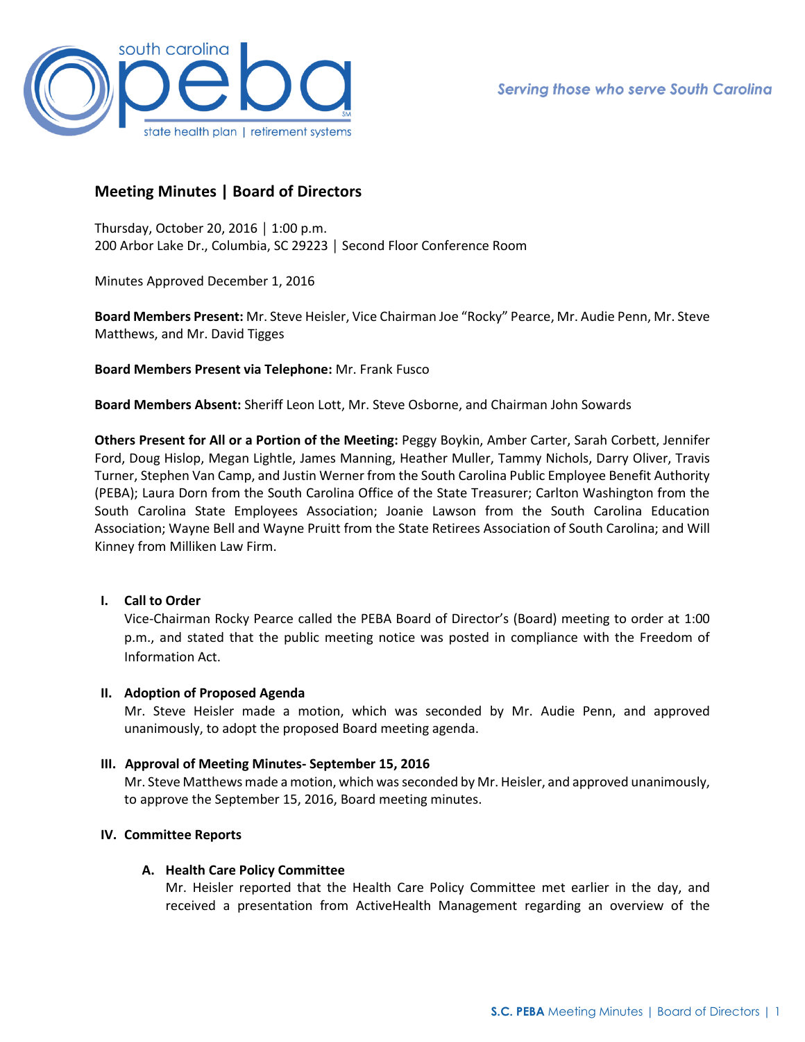Serving those who serve South Carolina

# Meeting Minutes | Board of Directors

Thursday, October 20, 2016 │ 1:00 p.m.
200 Arbor Lake Dr., Columbia, SC 29223 │ Second Floor Conference Room

Minutes Approved December 1, 2016

**Board Members Present:** Mr. Steve Heisler, Vice Chairman Joe "Rocky" Pearce, Mr. Audie Penn, Mr. Steve Matthews, and Mr. David Tigges

**Board Members Present via Telephone:** Mr. Frank Fusco

**Board Members Absent:** Sheriff Leon Lott, Mr. Steve Osborne, and Chairman John Sowards

**Others Present for All or a Portion of the Meeting:** Peggy Boykin, Amber Carter, Sarah Corbett, Jennifer Ford, Doug Hislop, Megan Lightle, James Manning, Heather Muller, Tammy Nichols, Darry Oliver, Travis Turner, Stephen Van Camp, and Justin Werner from the South Carolina Public Employee Benefit Authority (PEBA); Laura Dorn from the South Carolina Office of the State Treasurer; Carlton Washington from the South Carolina State Employees Association; Joanie Lawson from the South Carolina Education Association; Wayne Bell and Wayne Pruitt from the State Retirees Association of South Carolina; and Will Kinney from Milliken Law Firm.

## I. Call to Order

Vice-Chairman Rocky Pearce called the PEBA Board of Director's (Board) meeting to order at 1:00 p.m., and stated that the public meeting notice was posted in compliance with the Freedom of Information Act.

## II. Adoption of Proposed Agenda

Mr. Steve Heisler made a motion, which was seconded by Mr. Audie Penn, and approved unanimously, to adopt the proposed Board meeting agenda.

## III. Approval of Meeting Minutes- September 15, 2016

Mr. Steve Matthews made a motion, which was seconded by Mr. Heisler, and approved unanimously, to approve the September 15, 2016, Board meeting minutes.

## IV. Committee Reports

### A. Health Care Policy Committee

Mr. Heisler reported that the Health Care Policy Committee met earlier in the day, and received a presentation from ActiveHealth Management regarding an overview of the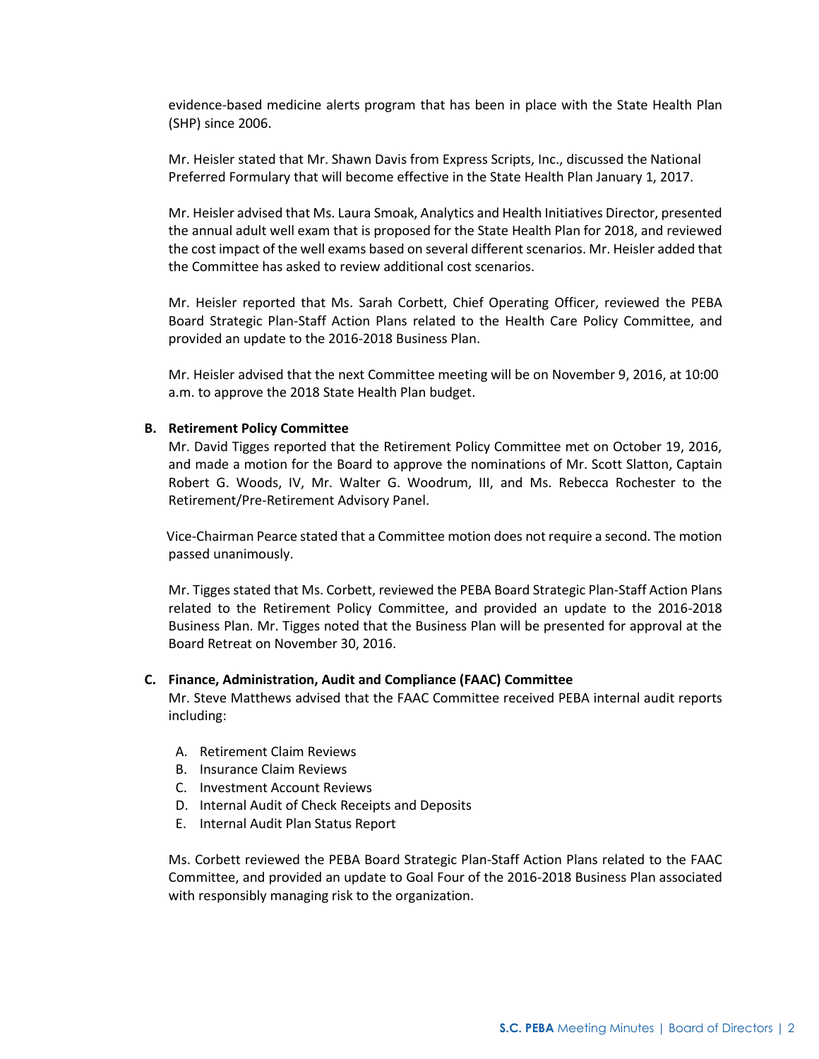evidence-based medicine alerts program that has been in place with the State Health Plan (SHP) since 2006.

Mr. Heisler stated that Mr. Shawn Davis from Express Scripts, Inc., discussed the National Preferred Formulary that will become effective in the State Health Plan January 1, 2017.

Mr. Heisler advised that Ms. Laura Smoak, Analytics and Health Initiatives Director, presented the annual adult well exam that is proposed for the State Health Plan for 2018, and reviewed the cost impact of the well exams based on several different scenarios. Mr. Heisler added that the Committee has asked to review additional cost scenarios.

Mr. Heisler reported that Ms. Sarah Corbett, Chief Operating Officer, reviewed the PEBA Board Strategic Plan-Staff Action Plans related to the Health Care Policy Committee, and provided an update to the 2016-2018 Business Plan.

Mr. Heisler advised that the next Committee meeting will be on November 9, 2016, at 10:00 a.m. to approve the 2018 State Health Plan budget.

**B. Retirement Policy Committee**

Mr. David Tigges reported that the Retirement Policy Committee met on October 19, 2016, and made a motion for the Board to approve the nominations of Mr. Scott Slatton, Captain Robert G. Woods, IV, Mr. Walter G. Woodrum, III, and Ms. Rebecca Rochester to the Retirement/Pre-Retirement Advisory Panel.

Vice-Chairman Pearce stated that a Committee motion does not require a second. The motion passed unanimously.

Mr. Tigges stated that Ms. Corbett, reviewed the PEBA Board Strategic Plan-Staff Action Plans related to the Retirement Policy Committee, and provided an update to the 2016-2018 Business Plan. Mr. Tigges noted that the Business Plan will be presented for approval at the Board Retreat on November 30, 2016.

**C. Finance, Administration, Audit and Compliance (FAAC) Committee**

Mr. Steve Matthews advised that the FAAC Committee received PEBA internal audit reports including:

A. Retirement Claim Reviews
B. Insurance Claim Reviews
C. Investment Account Reviews
D. Internal Audit of Check Receipts and Deposits
E. Internal Audit Plan Status Report

Ms. Corbett reviewed the PEBA Board Strategic Plan-Staff Action Plans related to the FAAC Committee, and provided an update to Goal Four of the 2016-2018 Business Plan associated with responsibly managing risk to the organization.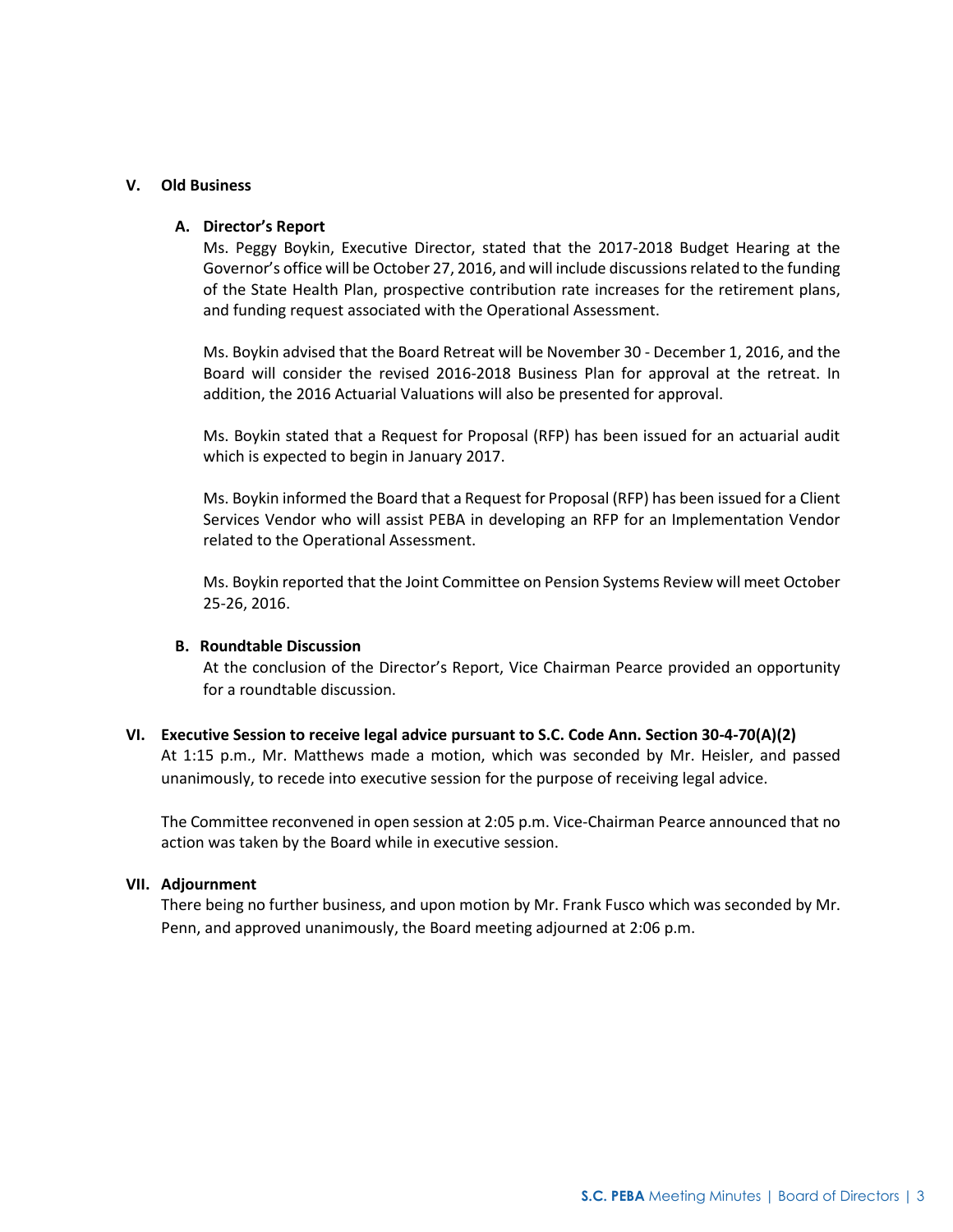## V. Old Business

### A. Director's Report

Ms. Peggy Boykin, Executive Director, stated that the 2017-2018 Budget Hearing at the Governor's office will be October 27, 2016, and will include discussions related to the funding of the State Health Plan, prospective contribution rate increases for the retirement plans, and funding request associated with the Operational Assessment.

Ms. Boykin advised that the Board Retreat will be November 30 - December 1, 2016, and the Board will consider the revised 2016-2018 Business Plan for approval at the retreat. In addition, the 2016 Actuarial Valuations will also be presented for approval.

Ms. Boykin stated that a Request for Proposal (RFP) has been issued for an actuarial audit which is expected to begin in January 2017.

Ms. Boykin informed the Board that a Request for Proposal (RFP) has been issued for a Client Services Vendor who will assist PEBA in developing an RFP for an Implementation Vendor related to the Operational Assessment.

Ms. Boykin reported that the Joint Committee on Pension Systems Review will meet October 25-26, 2016.

### B. Roundtable Discussion

At the conclusion of the Director's Report, Vice Chairman Pearce provided an opportunity for a roundtable discussion.

## VI. Executive Session to receive legal advice pursuant to S.C. Code Ann. Section 30-4-70(A)(2)

At 1:15 p.m., Mr. Matthews made a motion, which was seconded by Mr. Heisler, and passed unanimously, to recede into executive session for the purpose of receiving legal advice.

The Committee reconvened in open session at 2:05 p.m. Vice-Chairman Pearce announced that no action was taken by the Board while in executive session.

## VII. Adjournment

There being no further business, and upon motion by Mr. Frank Fusco which was seconded by Mr. Penn, and approved unanimously, the Board meeting adjourned at 2:06 p.m.